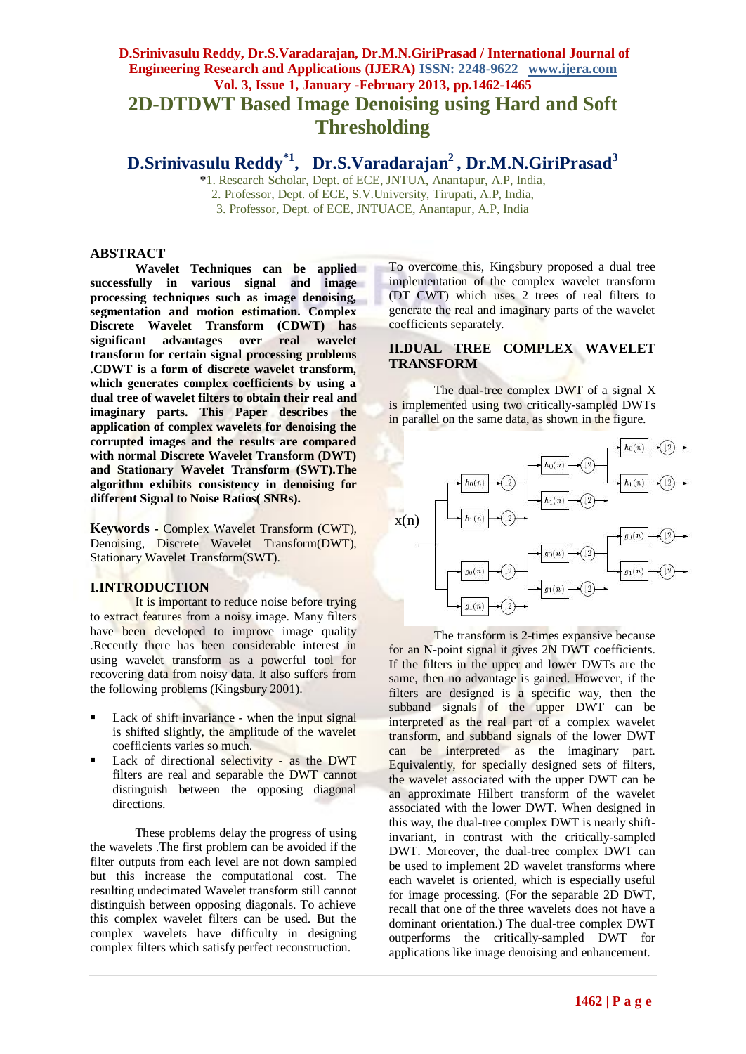# 2D-DTDWT Based Image Denoising using Hard and Soft Thresholding

## D.Srinivasulu Reddy[*1], Dr.S.Varadarajan[2], Dr.M.N.GiriPrasad[3]

*1. Research Scholar, Dept. of ECE, JNTUA, Anantapur, A.P, India,
2. Professor, Dept. of ECE, S.V.University, Tirupati, A.P, India,
3. Professor, Dept. of ECE, JNTUACE, Anantapur, A.P, India

## ABSTRACT

**Wavelet Techniques can be applied successfully in various signal and image processing techniques such as image denoising, segmentation and motion estimation. Complex Discrete Wavelet Transform (CDWT) has significant advantages over real wavelet transform for certain signal processing problems .CDWT is a form of discrete wavelet transform, which generates complex coefficients by using a dual tree of wavelet filters to obtain their real and imaginary parts. This Paper describes the application of complex wavelets for denoising the corrupted images and the results are compared with normal Discrete Wavelet Transform (DWT) and Stationary Wavelet Transform (SWT).The algorithm exhibits consistency in denoising for different Signal to Noise Ratios( SNRs).**

**Keywords** - Complex Wavelet Transform (CWT), Denoising, Discrete Wavelet Transform(DWT), Stationary Wavelet Transform(SWT).

## I.INTRODUCTION

It is important to reduce noise before trying to extract features from a noisy image. Many filters have been developed to improve image quality .Recently there has been considerable interest in using wavelet transform as a powerful tool for recovering data from noisy data. It also suffers from the following problems (Kingsbury 2001).

- Lack of shift invariance - when the input signal is shifted slightly, the amplitude of the wavelet coefficients varies so much.
- Lack of directional selectivity - as the DWT filters are real and separable the DWT cannot distinguish between the opposing diagonal directions.

These problems delay the progress of using the wavelets .The first problem can be avoided if the filter outputs from each level are not down sampled but this increase the computational cost. The resulting undecimated Wavelet transform still cannot distinguish between opposing diagonals. To achieve this complex wavelet filters can be used. But the complex wavelets have difficulty in designing complex filters which satisfy perfect reconstruction.

To overcome this, Kingsbury proposed a dual tree implementation of the complex wavelet transform (DT CWT) which uses 2 trees of real filters to generate the real and imaginary parts of the wavelet coefficients separately.

## II.DUAL TREE COMPLEX WAVELET TRANSFORM

The dual-tree complex DWT of a signal X is implemented using two critically-sampled DWTs in parallel on the same data, as shown in the figure.

The transform is 2-times expansive because for an N-point signal it gives 2N DWT coefficients. If the filters in the upper and lower DWTs are the same, then no advantage is gained. However, if the filters are designed is a specific way, then the subband signals of the upper DWT can be interpreted as the real part of a complex wavelet transform, and subband signals of the lower DWT can be interpreted as the imaginary part. Equivalently, for specially designed sets of filters, the wavelet associated with the upper DWT can be an approximate Hilbert transform of the wavelet associated with the lower DWT. When designed in this way, the dual-tree complex DWT is nearly shift-invariant, in contrast with the critically-sampled DWT. Moreover, the dual-tree complex DWT can be used to implement 2D wavelet transforms where each wavelet is oriented, which is especially useful for image processing. (For the separable 2D DWT, recall that one of the three wavelets does not have a dominant orientation.) The dual-tree complex DWT outperforms the critically-sampled DWT for applications like image denoising and enhancement.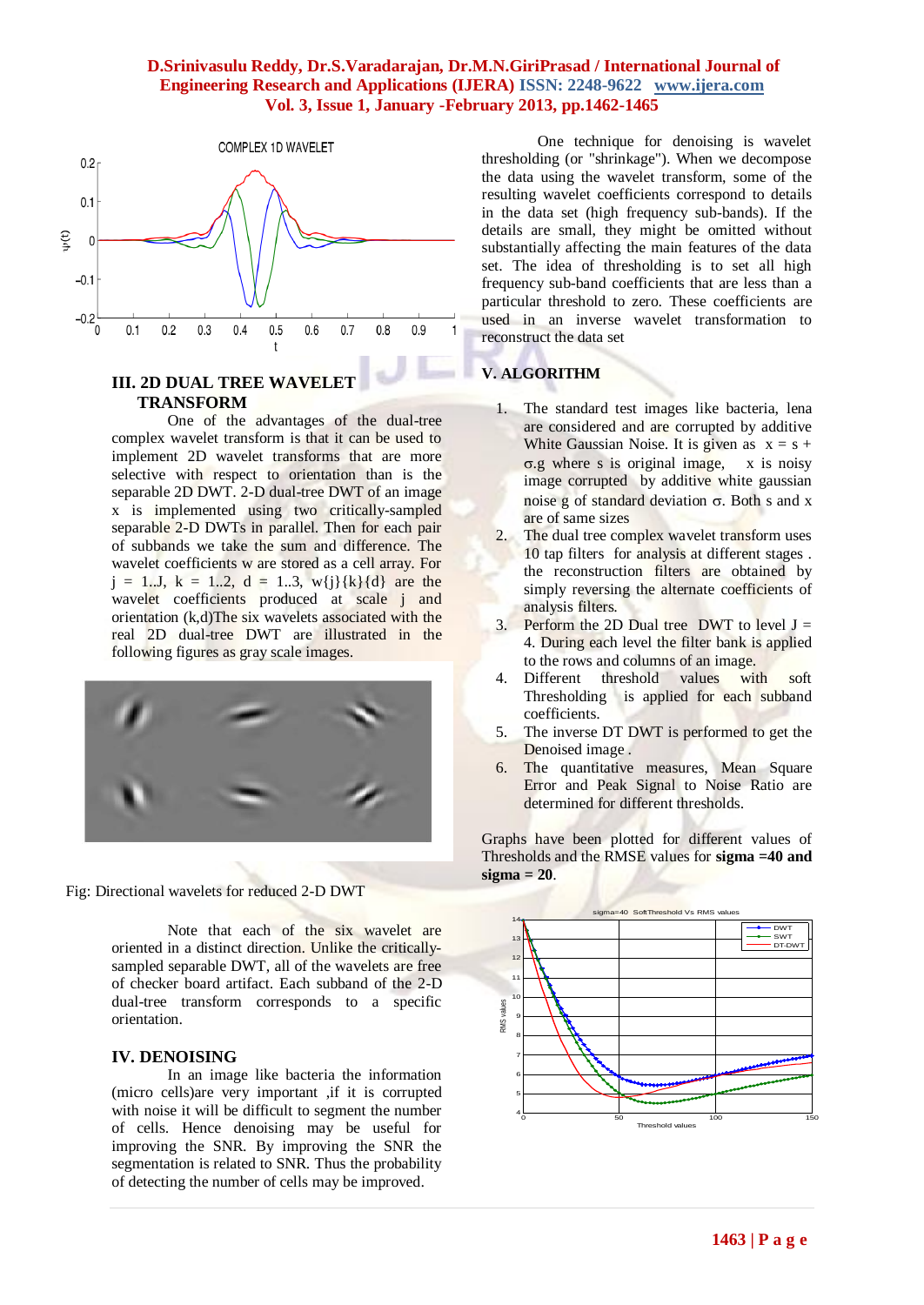## III. 2D DUAL TREE WAVELET TRANSFORM

One of the advantages of the dual-tree complex wavelet transform is that it can be used to implement 2D wavelet transforms that are more selective with respect to orientation than is the separable 2D DWT. 2-D dual-tree DWT of an image x is implemented using two critically-sampled separable 2-D DWTs in parallel. Then for each pair of subbands we take the sum and difference. The wavelet coefficients w are stored as a cell array. For j = 1..J, k = 1..2, d = 1..3, w{j}{k}{d} are the wavelet coefficients produced at scale j and orientation (k,d)The six wavelets associated with the real 2D dual-tree DWT are illustrated in the following figures as gray scale images.

Fig: Directional wavelets for reduced 2-D DWT

Note that each of the six wavelet are oriented in a distinct direction. Unlike the critically-sampled separable DWT, all of the wavelets are free of checker board artifact. Each subband of the 2-D dual-tree transform corresponds to a specific orientation.

## IV. DENOISING

In an image like bacteria the information (micro cells)are very important ,if it is corrupted with noise it will be difficult to segment the number of cells. Hence denoising may be useful for improving the SNR. By improving the SNR the segmentation is related to SNR. Thus the probability of detecting the number of cells may be improved.

One technique for denoising is wavelet thresholding (or "shrinkage"). When we decompose the data using the wavelet transform, some of the resulting wavelet coefficients correspond to details in the data set (high frequency sub-bands). If the details are small, they might be omitted without substantially affecting the main features of the data set. The idea of thresholding is to set all high frequency sub-band coefficients that are less than a particular threshold to zero. These coefficients are used in an inverse wavelet transformation to reconstruct the data set

## V. ALGORITHM

1. The standard test images like bacteria, lena are considered and are corrupted by additive White Gaussian Noise. It is given as $x = s + \sigma.g$ where s is original image, x is noisy image corrupted by additive white gaussian noise g of standard deviation $\sigma$. Both s and x are of same sizes
2. The dual tree complex wavelet transform uses 10 tap filters for analysis at different stages . the reconstruction filters are obtained by simply reversing the alternate coefficients of analysis filters.
3. Perform the 2D Dual tree DWT to level J = 4. During each level the filter bank is applied to the rows and columns of an image.
4. Different threshold values with soft Thresholding is applied for each subband coefficients.
5. The inverse DT DWT is performed to get the Denoised image .
6. The quantitative measures, Mean Square Error and Peak Signal to Noise Ratio are determined for different thresholds.

Graphs have been plotted for different values of Thresholds and the RMSE values for **sigma =40 and sigma = 20**.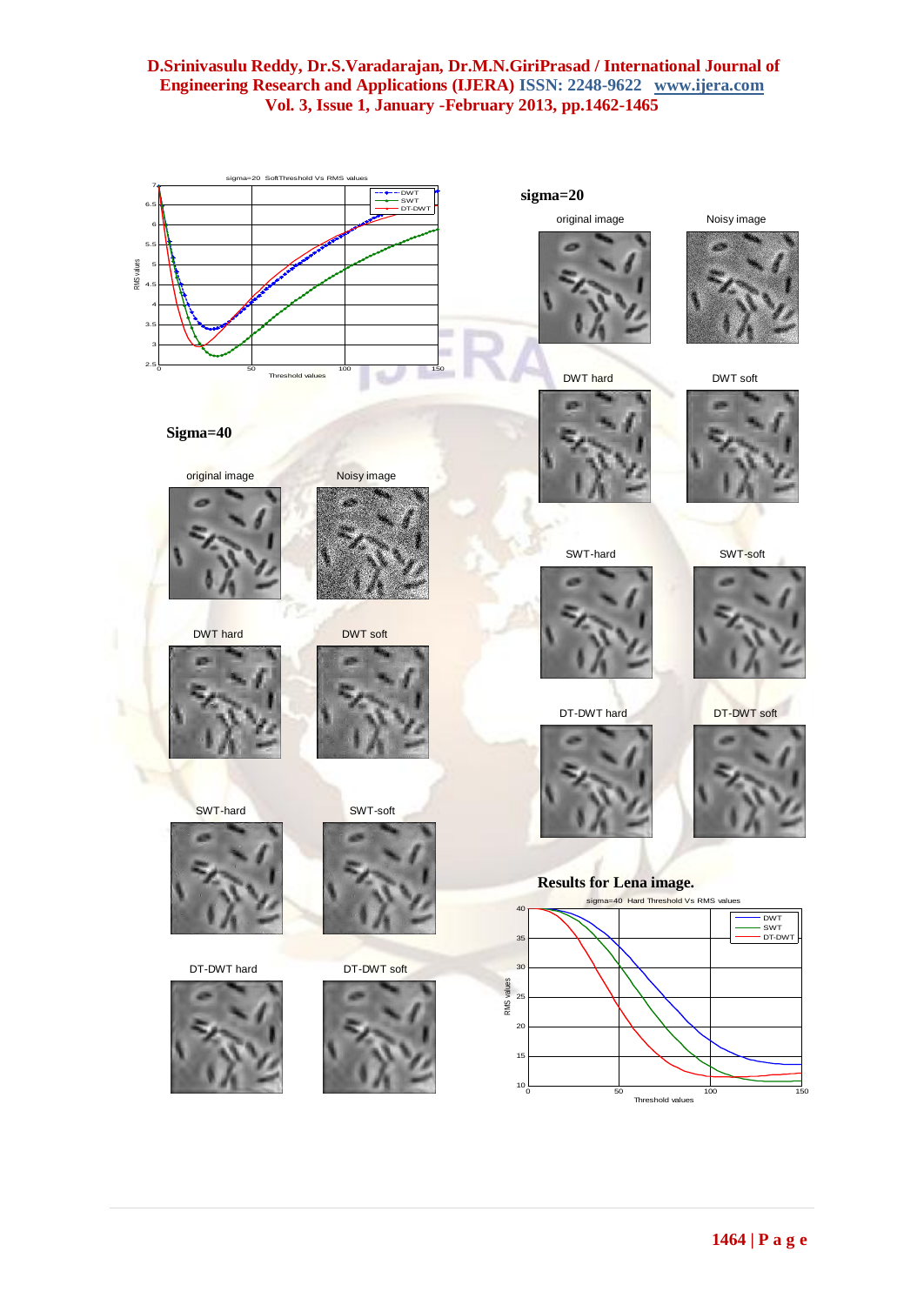**sigma=20**

**Sigma=40**

**Results for Lena image.**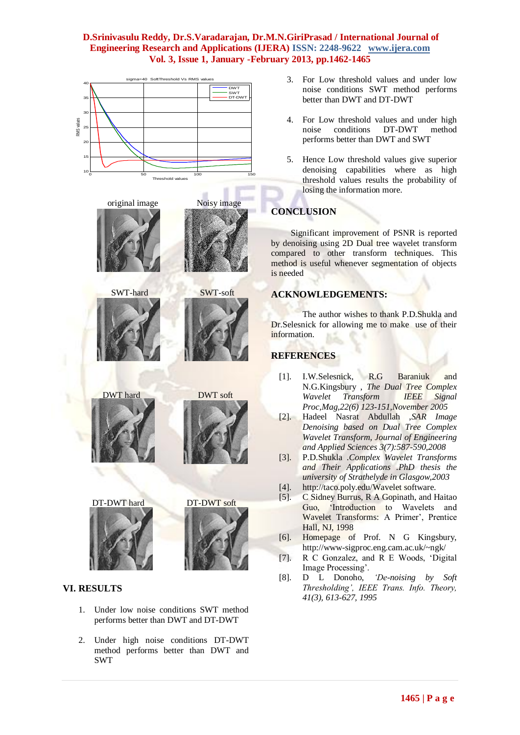sigma=40 SoftThreshold Vs RMS values

RMS values

Threshold values

DWT
SWT
DT-DWT

40
35
30
25
20
15
10

0
50
100
150

original image

Noisy image

SWT-hard

SWT-soft

DWT hard

DWT soft

DT-DWT hard

DT-DWT soft

## VI. RESULTS

1. Under low noise conditions SWT method performs better than DWT and DT-DWT
2. Under high noise conditions DT-DWT method performs better than DWT and SWT
3. For Low threshold values and under low noise conditions SWT method performs better than DWT and DT-DWT
4. For Low threshold values and under high noise conditions DT-DWT method performs better than DWT and SWT
5. Hence Low threshold values give superior denoising capabilities where as high threshold values results the probability of losing the information more.

## CONCLUSION

Significant improvement of PSNR is reported by denoising using 2D Dual tree wavelet transform compared to other transform techniques. This method is useful whenever segmentation of objects is needed

## ACKNOWLEDGEMENTS:

The author wishes to thank P.D.Shukla and Dr.Selesnick for allowing me to make use of their information.

## REFERENCES

[1]. I.W.Selesnick, R.G Baraniuk and N.G.Kingsbury , *The Dual Tree Complex Wavelet Transform IEEE Signal Proc,Mag,22(6) 123-151,November 2005*

[2]. Hadeel Nasrat Abdullah ,*SAR Image Denoising based on Dual Tree Complex Wavelet Transform, Journal of Engineering and Applied Sciences 3(7):587-590,2008*

[3]. P.D.Shukla .*Complex Wavelet Transforms and Their Applications .PhD thesis the university of Strathelyde in Glasgow,2003*

[4]. http://taco.poly.edu/Wavelet software.

[5]. C Sidney Burrus, R A Gopinath, and Haitao Guo, 'Introduction to Wavelets and Wavelet Transforms: A Primer', Prentice Hall, NJ, 1998

[6]. Homepage of Prof. N G Kingsbury, http://www-sigproc.eng.cam.ac.uk/~ngk/

[7]. R C Gonzalez, and R E Woods, 'Digital Image Processing'.

[8]. D L Donoho, *'De-noising by Soft Thresholding', IEEE Trans. Info. Theory, 41(3), 613-627, 1995*